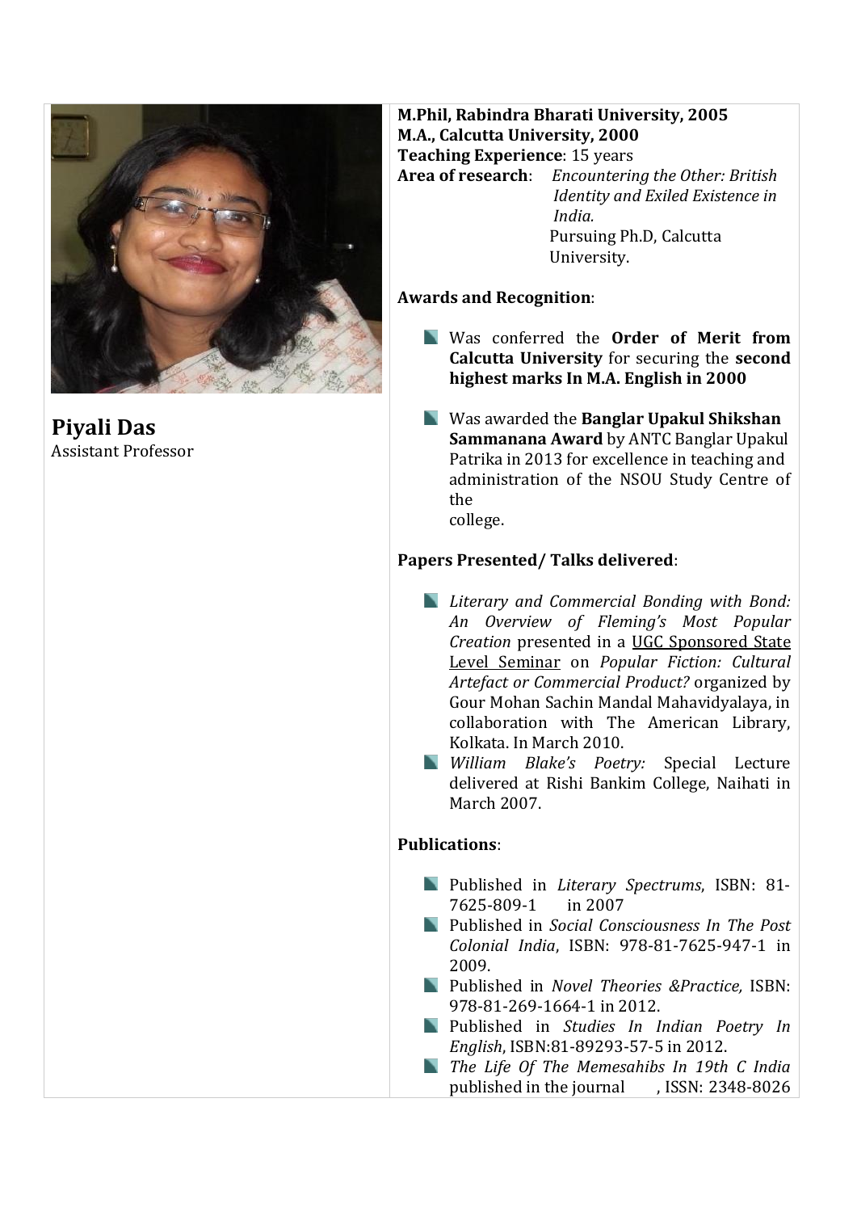**Piyali Das**
Assistant Professor

**M.Phil, Rabindra Bharati University, 2005**
**M.A., Calcutta University, 2000**
**Teaching Experience**: 15 years
**Area of research**: *Encountering the Other: British Identity and Exiled Existence in India.*
Pursuing Ph.D, Calcutta University.

**Awards and Recognition**:

- Was conferred the **Order of Merit from Calcutta University** for securing the **second highest marks In M.A. English in 2000**
- Was awarded the **Banglar Upakul Shikshan Sammanana Award** by ANTC Banglar Upakul Patrika in 2013 for excellence in teaching and administration of the NSOU Study Centre of the college.

**Papers Presented/ Talks delivered**:

- *Literary and Commercial Bonding with Bond: An Overview of Fleming's Most Popular Creation* presented in a UGC Sponsored State Level Seminar on *Popular Fiction: Cultural Artefact or Commercial Product?* organized by Gour Mohan Sachin Mandal Mahavidyalaya, in collaboration with The American Library, Kolkata. In March 2010.
- *William Blake's Poetry:* Special Lecture delivered at Rishi Bankim College, Naihati in March 2007.

**Publications**:

- Published in *Literary Spectrums*, ISBN: 81-7625-809-1 in 2007
- Published in *Social Consciousness In The Post Colonial India*, ISBN: 978-81-7625-947-1 in 2009.
- Published in *Novel Theories &Practice,* ISBN: 978-81-269-1664-1 in 2012.
- Published in *Studies In Indian Poetry In English*, ISBN:81-89293-57-5 in 2012.
- *The Life Of The Memesahibs In 19th C India* published in the journal , ISSN: 2348-8026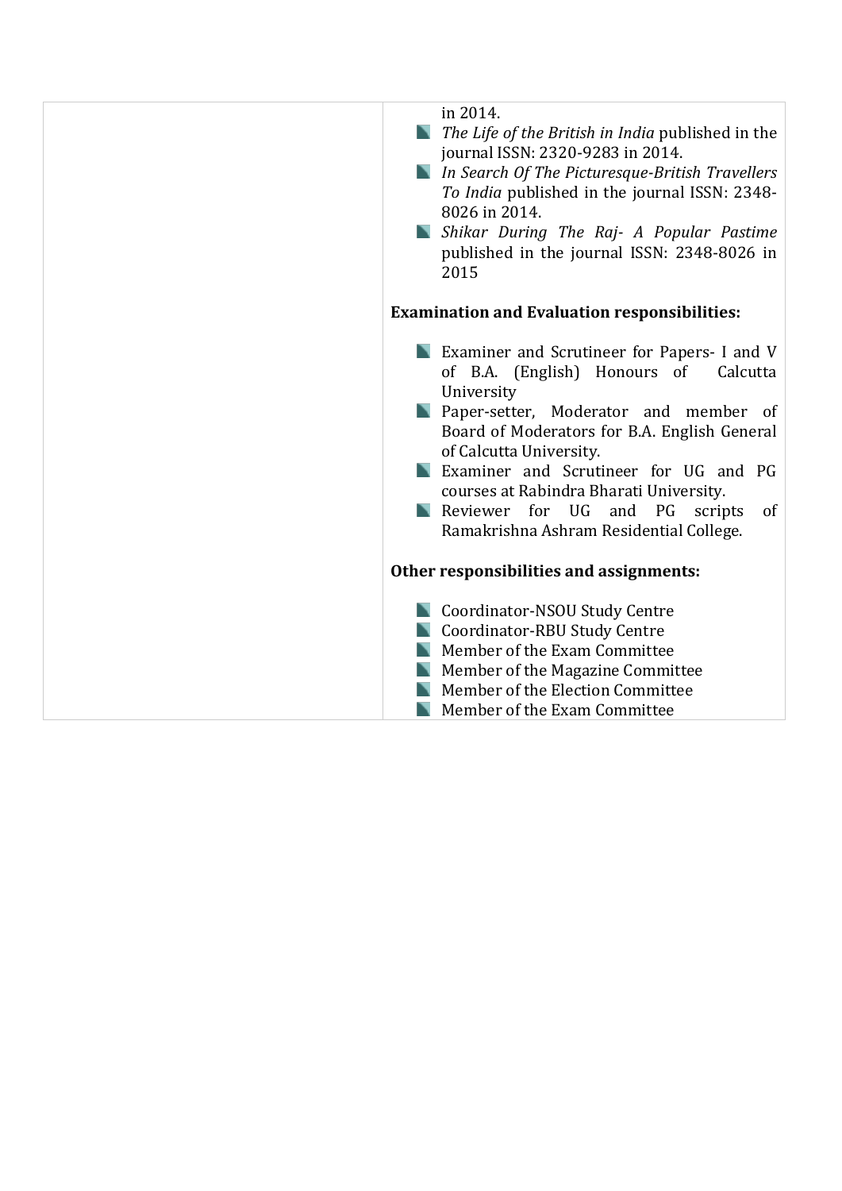in 2014.

- *The Life of the British in India* published in the journal ISSN: 2320-9283 in 2014.
- *In Search Of The Picturesque-British Travellers To India* published in the journal ISSN: 2348-8026 in 2014.
- *Shikar During The Raj- A Popular Pastime* published in the journal ISSN: 2348-8026 in 2015

**Examination and Evaluation responsibilities:**

- Examiner and Scrutineer for Papers- I and V of B.A. (English) Honours of Calcutta University
- Paper-setter, Moderator and member of Board of Moderators for B.A. English General of Calcutta University.
- Examiner and Scrutineer for UG and PG courses at Rabindra Bharati University.
- Reviewer for UG and PG scripts of Ramakrishna Ashram Residential College.

**Other responsibilities and assignments:**

- Coordinator-NSOU Study Centre
- Coordinator-RBU Study Centre
- Member of the Exam Committee
- Member of the Magazine Committee
- Member of the Election Committee
- Member of the Exam Committee